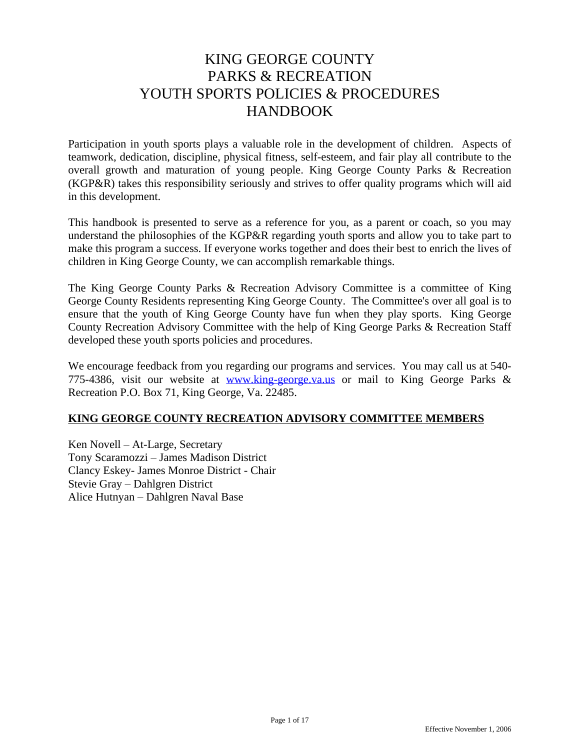# KING GEORGE COUNTY PARKS & RECREATION YOUTH SPORTS POLICIES & PROCEDURES HANDBOOK

Participation in youth sports plays a valuable role in the development of children. Aspects of teamwork, dedication, discipline, physical fitness, self-esteem, and fair play all contribute to the overall growth and maturation of young people. King George County Parks & Recreation (KGP&R) takes this responsibility seriously and strives to offer quality programs which will aid in this development.

This handbook is presented to serve as a reference for you, as a parent or coach, so you may understand the philosophies of the KGP&R regarding youth sports and allow you to take part to make this program a success. If everyone works together and does their best to enrich the lives of children in King George County, we can accomplish remarkable things.

The King George County Parks & Recreation Advisory Committee is a committee of King George County Residents representing King George County. The Committee's over all goal is to ensure that the youth of King George County have fun when they play sports. King George County Recreation Advisory Committee with the help of King George Parks & Recreation Staff developed these youth sports policies and procedures.

We encourage feedback from you regarding our programs and services. You may call us at 540-775-4386, visit our website at [www.king-george.va.us](http://www.king-george.va.us) or mail to King George Parks & Recreation P.O. Box 71, King George, Va. 22485.

## KING GEORGE COUNTY RECREATION ADVISORY COMMITTEE MEMBERS

Ken Novell – At-Large, Secretary
Tony Scaramozzi – James Madison District
Clancy Eskey- James Monroe District - Chair
Stevie Gray – Dahlgren District
Alice Hutnyan – Dahlgren Naval Base

Effective November 1, 2006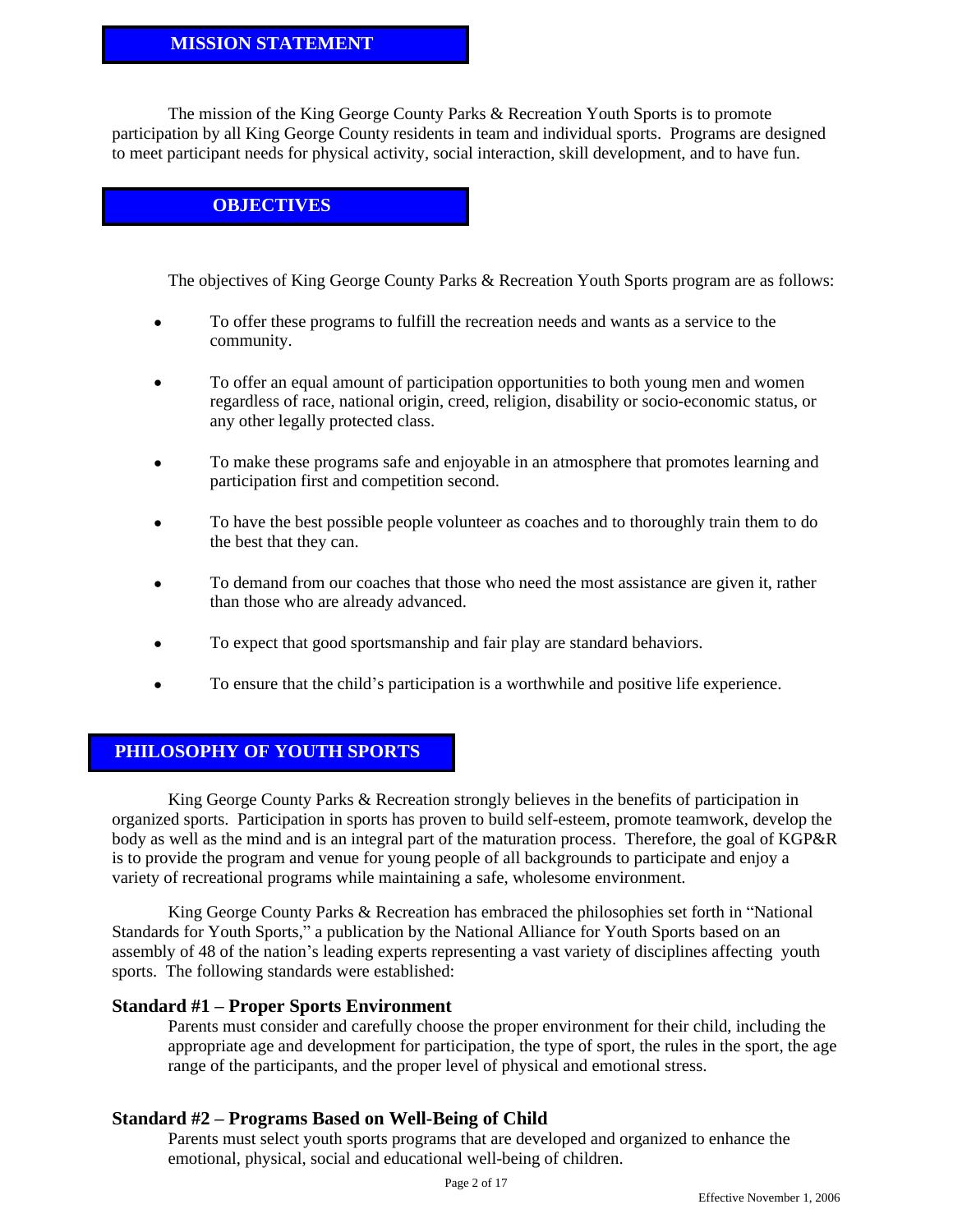## MISSION STATEMENT

The mission of the King George County Parks & Recreation Youth Sports is to promote participation by all King George County residents in team and individual sports. Programs are designed to meet participant needs for physical activity, social interaction, skill development, and to have fun.

## OBJECTIVES

The objectives of King George County Parks & Recreation Youth Sports program are as follows:

- To offer these programs to fulfill the recreation needs and wants as a service to the community.
- To offer an equal amount of participation opportunities to both young men and women regardless of race, national origin, creed, religion, disability or socio-economic status, or any other legally protected class.
- To make these programs safe and enjoyable in an atmosphere that promotes learning and participation first and competition second.
- To have the best possible people volunteer as coaches and to thoroughly train them to do the best that they can.
- To demand from our coaches that those who need the most assistance are given it, rather than those who are already advanced.
- To expect that good sportsmanship and fair play are standard behaviors.
- To ensure that the child's participation is a worthwhile and positive life experience.

## PHILOSOPHY OF YOUTH SPORTS

King George County Parks & Recreation strongly believes in the benefits of participation in organized sports. Participation in sports has proven to build self-esteem, promote teamwork, develop the body as well as the mind and is an integral part of the maturation process. Therefore, the goal of KGP&R is to provide the program and venue for young people of all backgrounds to participate and enjoy a variety of recreational programs while maintaining a safe, wholesome environment.

King George County Parks & Recreation has embraced the philosophies set forth in "National Standards for Youth Sports," a publication by the National Alliance for Youth Sports based on an assembly of 48 of the nation's leading experts representing a vast variety of disciplines affecting youth sports. The following standards were established:

### Standard #1 – Proper Sports Environment

Parents must consider and carefully choose the proper environment for their child, including the appropriate age and development for participation, the type of sport, the rules in the sport, the age range of the participants, and the proper level of physical and emotional stress.

### Standard #2 – Programs Based on Well-Being of Child

Parents must select youth sports programs that are developed and organized to enhance the emotional, physical, social and educational well-being of children.

Effective November 1, 2006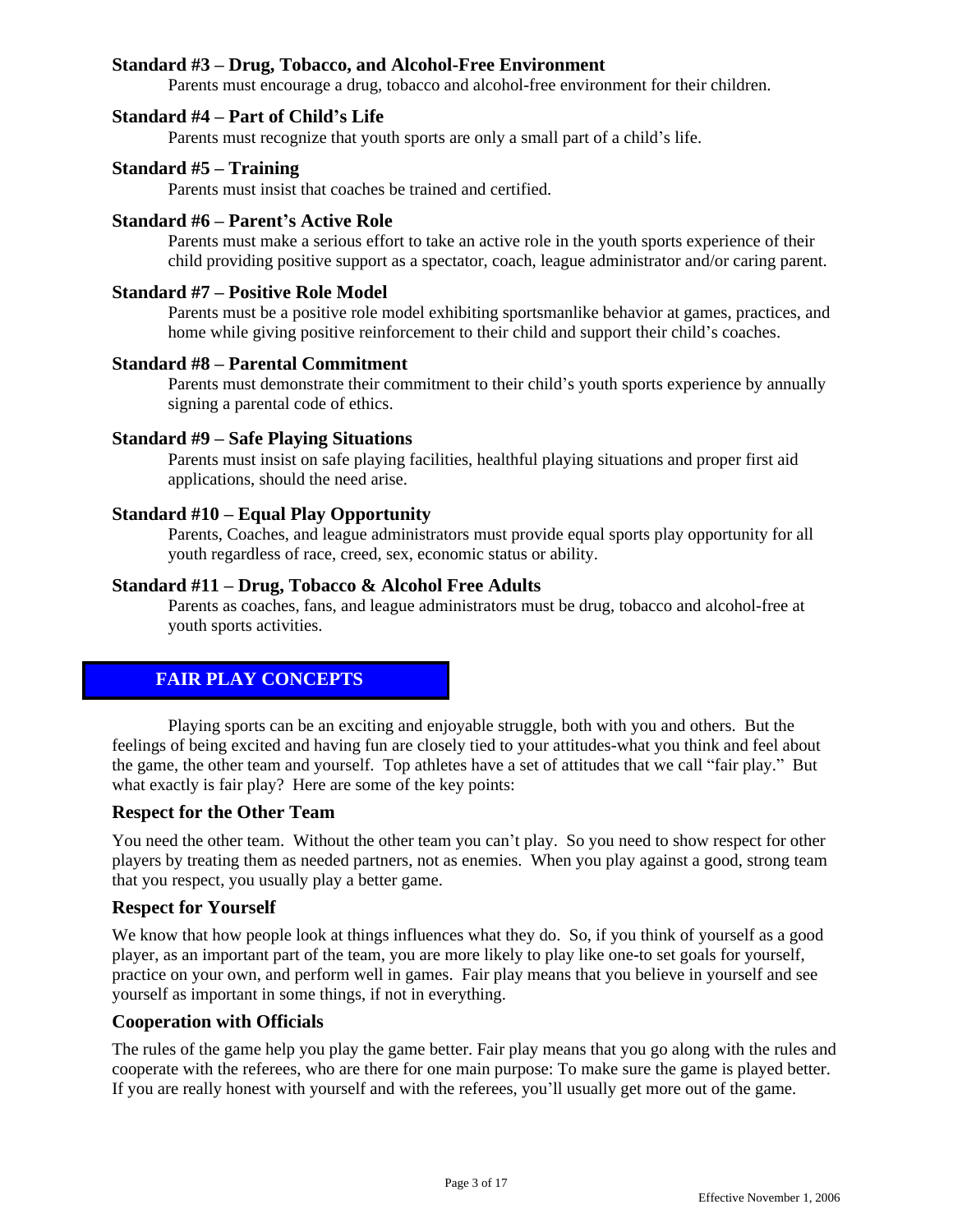### Standard #3 – Drug, Tobacco, and Alcohol-Free Environment

Parents must encourage a drug, tobacco and alcohol-free environment for their children.

### Standard #4 – Part of Child's Life

Parents must recognize that youth sports are only a small part of a child's life.

### Standard #5 – Training

Parents must insist that coaches be trained and certified.

### Standard #6 – Parent's Active Role

Parents must make a serious effort to take an active role in the youth sports experience of their child providing positive support as a spectator, coach, league administrator and/or caring parent.

### Standard #7 – Positive Role Model

Parents must be a positive role model exhibiting sportsmanlike behavior at games, practices, and home while giving positive reinforcement to their child and support their child's coaches.

### Standard #8 – Parental Commitment

Parents must demonstrate their commitment to their child's youth sports experience by annually signing a parental code of ethics.

### Standard #9 – Safe Playing Situations

Parents must insist on safe playing facilities, healthful playing situations and proper first aid applications, should the need arise.

### Standard #10 – Equal Play Opportunity

Parents, Coaches, and league administrators must provide equal sports play opportunity for all youth regardless of race, creed, sex, economic status or ability.

### Standard #11 – Drug, Tobacco & Alcohol Free Adults

Parents as coaches, fans, and league administrators must be drug, tobacco and alcohol-free at youth sports activities.

## FAIR PLAY CONCEPTS

Playing sports can be an exciting and enjoyable struggle, both with you and others. But the feelings of being excited and having fun are closely tied to your attitudes-what you think and feel about the game, the other team and yourself. Top athletes have a set of attitudes that we call "fair play." But what exactly is fair play? Here are some of the key points:

### Respect for the Other Team

You need the other team. Without the other team you can't play. So you need to show respect for other players by treating them as needed partners, not as enemies. When you play against a good, strong team that you respect, you usually play a better game.

### Respect for Yourself

We know that how people look at things influences what they do. So, if you think of yourself as a good player, as an important part of the team, you are more likely to play like one-to set goals for yourself, practice on your own, and perform well in games. Fair play means that you believe in yourself and see yourself as important in some things, if not in everything.

### Cooperation with Officials

The rules of the game help you play the game better. Fair play means that you go along with the rules and cooperate with the referees, who are there for one main purpose: To make sure the game is played better. If you are really honest with yourself and with the referees, you'll usually get more out of the game.

Effective November 1, 2006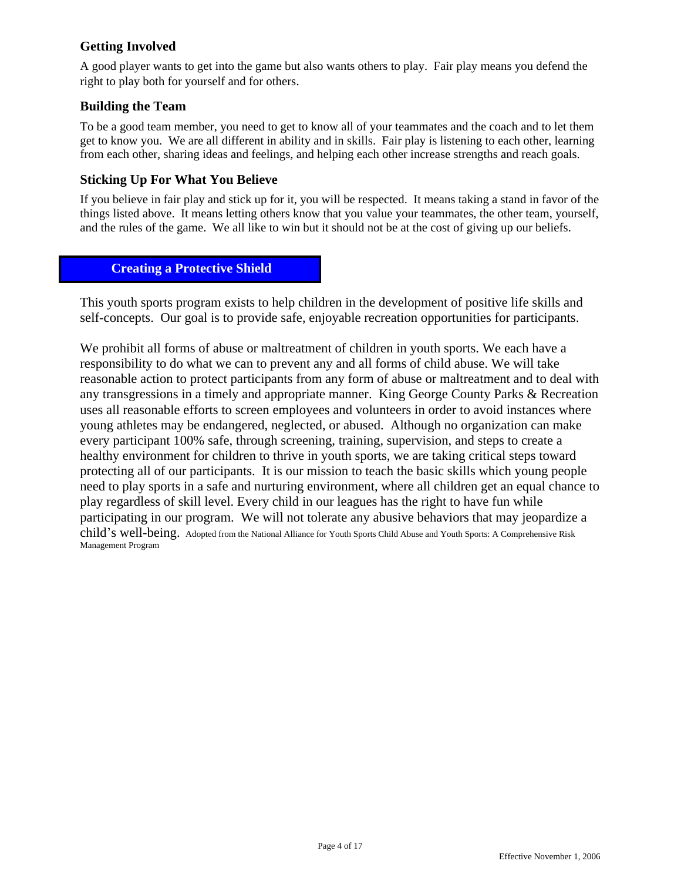### Getting Involved

A good player wants to get into the game but also wants others to play. Fair play means you defend the right to play both for yourself and for others.

### Building the Team

To be a good team member, you need to get to know all of your teammates and the coach and to let them get to know you. We are all different in ability and in skills. Fair play is listening to each other, learning from each other, sharing ideas and feelings, and helping each other increase strengths and reach goals.

### Sticking Up For What You Believe

If you believe in fair play and stick up for it, you will be respected. It means taking a stand in favor of the things listed above. It means letting others know that you value your teammates, the other team, yourself, and the rules of the game. We all like to win but it should not be at the cost of giving up our beliefs.

## Creating a Protective Shield

This youth sports program exists to help children in the development of positive life skills and self-concepts. Our goal is to provide safe, enjoyable recreation opportunities for participants.

We prohibit all forms of abuse or maltreatment of children in youth sports. We each have a responsibility to do what we can to prevent any and all forms of child abuse. We will take reasonable action to protect participants from any form of abuse or maltreatment and to deal with any transgressions in a timely and appropriate manner. King George County Parks & Recreation uses all reasonable efforts to screen employees and volunteers in order to avoid instances where young athletes may be endangered, neglected, or abused. Although no organization can make every participant 100% safe, through screening, training, supervision, and steps to create a healthy environment for children to thrive in youth sports, we are taking critical steps toward protecting all of our participants. It is our mission to teach the basic skills which young people need to play sports in a safe and nurturing environment, where all children get an equal chance to play regardless of skill level. Every child in our leagues has the right to have fun while participating in our program. We will not tolerate any abusive behaviors that may jeopardize a child's well-being. Adopted from the National Alliance for Youth Sports Child Abuse and Youth Sports: A Comprehensive Risk Management Program

Effective November 1, 2006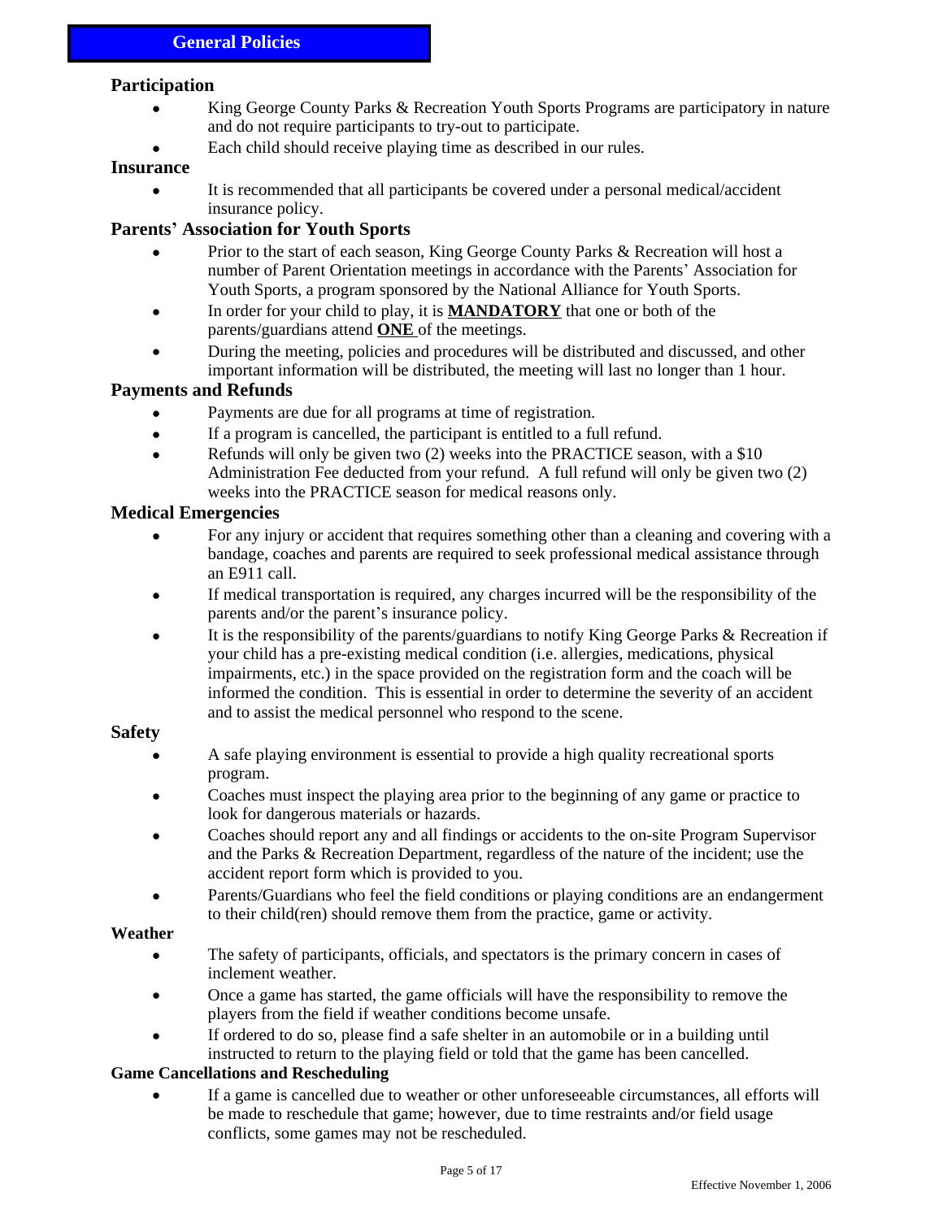# General Policies

### Participation

- King George County Parks & Recreation Youth Sports Programs are participatory in nature and do not require participants to try-out to participate.
- Each child should receive playing time as described in our rules.

### Insurance

- It is recommended that all participants be covered under a personal medical/accident insurance policy.

### Parents' Association for Youth Sports

- Prior to the start of each season, King George County Parks & Recreation will host a number of Parent Orientation meetings in accordance with the Parents' Association for Youth Sports, a program sponsored by the National Alliance for Youth Sports.
- In order for your child to play, it is <u>**MANDATORY**</u> that one or both of the parents/guardians attend <u>**ONE**</u> of the meetings.
- During the meeting, policies and procedures will be distributed and discussed, and other important information will be distributed, the meeting will last no longer than 1 hour.

### Payments and Refunds

- Payments are due for all programs at time of registration.
- If a program is cancelled, the participant is entitled to a full refund.
- Refunds will only be given two (2) weeks into the PRACTICE season, with a $10 Administration Fee deducted from your refund. A full refund will only be given two (2) weeks into the PRACTICE season for medical reasons only.

### Medical Emergencies

- For any injury or accident that requires something other than a cleaning and covering with a bandage, coaches and parents are required to seek professional medical assistance through an E911 call.
- If medical transportation is required, any charges incurred will be the responsibility of the parents and/or the parent's insurance policy.
- It is the responsibility of the parents/guardians to notify King George Parks & Recreation if your child has a pre-existing medical condition (i.e. allergies, medications, physical impairments, etc.) in the space provided on the registration form and the coach will be informed the condition. This is essential in order to determine the severity of an accident and to assist the medical personnel who respond to the scene.

### Safety

- A safe playing environment is essential to provide a high quality recreational sports program.
- Coaches must inspect the playing area prior to the beginning of any game or practice to look for dangerous materials or hazards.
- Coaches should report any and all findings or accidents to the on-site Program Supervisor and the Parks & Recreation Department, regardless of the nature of the incident; use the accident report form which is provided to you.
- Parents/Guardians who feel the field conditions or playing conditions are an endangerment to their child(ren) should remove them from the practice, game or activity.

### Weather

- The safety of participants, officials, and spectators is the primary concern in cases of inclement weather.
- Once a game has started, the game officials will have the responsibility to remove the players from the field if weather conditions become unsafe.
- If ordered to do so, please find a safe shelter in an automobile or in a building until instructed to return to the playing field or told that the game has been cancelled.

### Game Cancellations and Rescheduling

- If a game is cancelled due to weather or other unforeseeable circumstances, all efforts will be made to reschedule that game; however, due to time restraints and/or field usage conflicts, some games may not be rescheduled.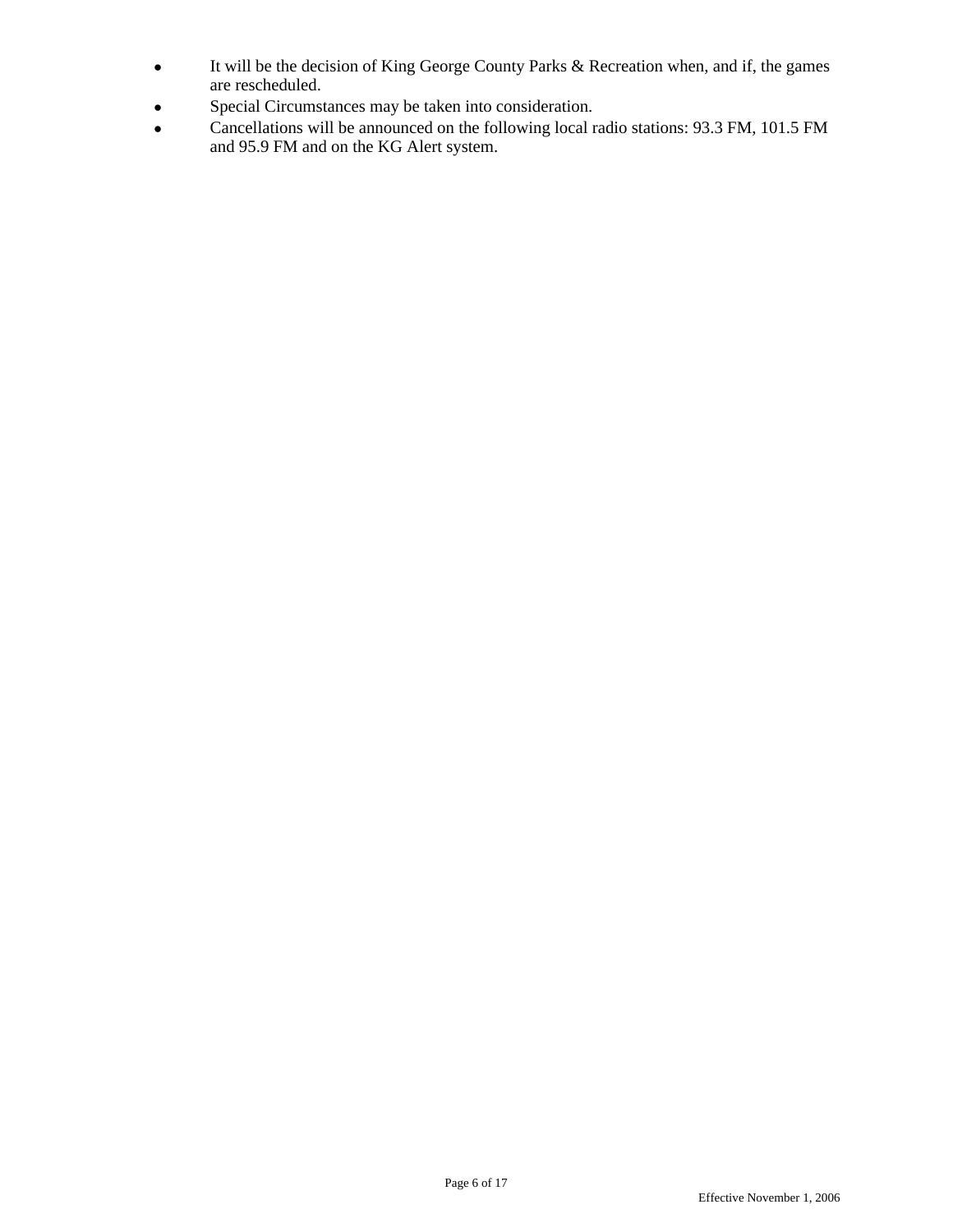- It will be the decision of King George County Parks & Recreation when, and if, the games are rescheduled.
- Special Circumstances may be taken into consideration.
- Cancellations will be announced on the following local radio stations: 93.3 FM, 101.5 FM and 95.9 FM and on the KG Alert system.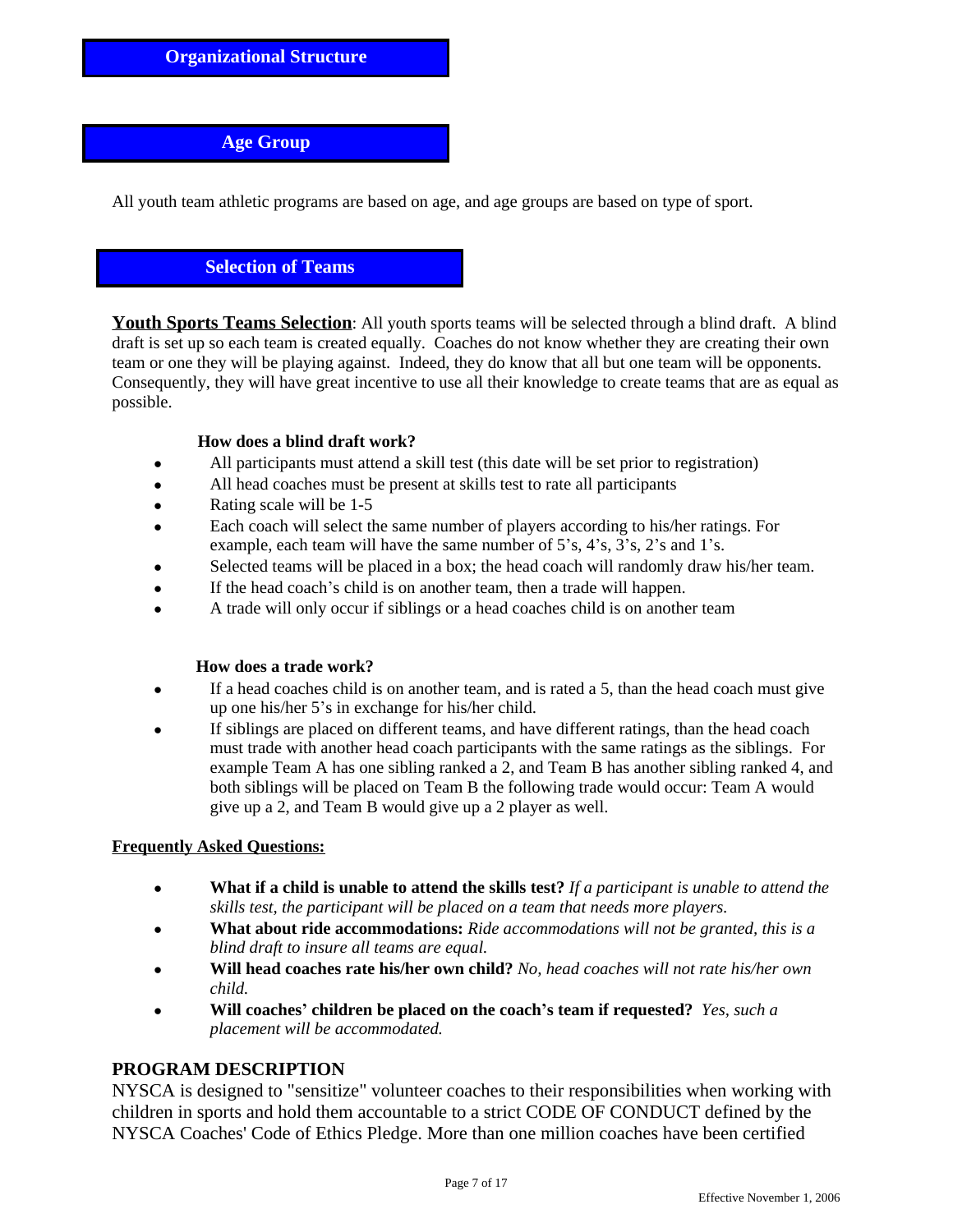## Organizational Structure

## Age Group

All youth team athletic programs are based on age, and age groups are based on type of sport.

## Selection of Teams

**Youth Sports Teams Selection**: All youth sports teams will be selected through a blind draft. A blind draft is set up so each team is created equally. Coaches do not know whether they are creating their own team or one they will be playing against. Indeed, they do know that all but one team will be opponents. Consequently, they will have great incentive to use all their knowledge to create teams that are as equal as possible.

**How does a blind draft work?**

- All participants must attend a skill test (this date will be set prior to registration)
- All head coaches must be present at skills test to rate all participants
- Rating scale will be 1-5
- Each coach will select the same number of players according to his/her ratings. For example, each team will have the same number of 5's, 4's, 3's, 2's and 1's.
- Selected teams will be placed in a box; the head coach will randomly draw his/her team.
- If the head coach's child is on another team, then a trade will happen.
- A trade will only occur if siblings or a head coaches child is on another team

**How does a trade work?**

- If a head coaches child is on another team, and is rated a 5, than the head coach must give up one his/her 5's in exchange for his/her child.
- If siblings are placed on different teams, and have different ratings, than the head coach must trade with another head coach participants with the same ratings as the siblings. For example Team A has one sibling ranked a 2, and Team B has another sibling ranked 4, and both siblings will be placed on Team B the following trade would occur: Team A would give up a 2, and Team B would give up a 2 player as well.

**Frequently Asked Questions:**

- **What if a child is unable to attend the skills test?** *If a participant is unable to attend the skills test, the participant will be placed on a team that needs more players.*
- **What about ride accommodations:** *Ride accommodations will not be granted, this is a blind draft to insure all teams are equal.*
- **Will head coaches rate his/her own child?** *No, head coaches will not rate his/her own child.*
- **Will coaches' children be placed on the coach's team if requested?** *Yes, such a placement will be accommodated.*

## PROGRAM DESCRIPTION

NYSCA is designed to "sensitize" volunteer coaches to their responsibilities when working with children in sports and hold them accountable to a strict CODE OF CONDUCT defined by the NYSCA Coaches' Code of Ethics Pledge. More than one million coaches have been certified

Effective November 1, 2006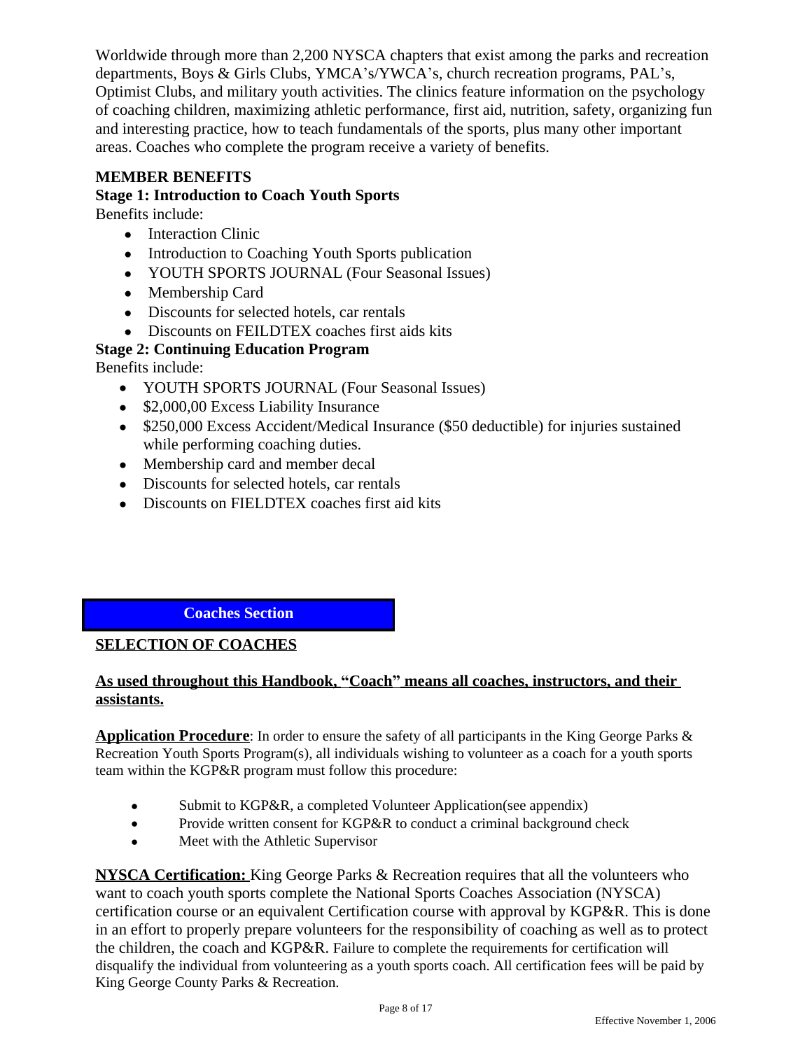Worldwide through more than 2,200 NYSCA chapters that exist among the parks and recreation departments, Boys & Girls Clubs, YMCA's/YWCA's, church recreation programs, PAL's, Optimist Clubs, and military youth activities. The clinics feature information on the psychology of coaching children, maximizing athletic performance, first aid, nutrition, safety, organizing fun and interesting practice, how to teach fundamentals of the sports, plus many other important areas. Coaches who complete the program receive a variety of benefits.

**MEMBER BENEFITS**

**Stage 1: Introduction to Coach Youth Sports**

Benefits include:

- Interaction Clinic
- Introduction to Coaching Youth Sports publication
- YOUTH SPORTS JOURNAL (Four Seasonal Issues)
- Membership Card
- Discounts for selected hotels, car rentals
- Discounts on FEILDTEX coaches first aids kits

**Stage 2: Continuing Education Program**

Benefits include:

- YOUTH SPORTS JOURNAL (Four Seasonal Issues)
- $2,000,00 Excess Liability Insurance
- $250,000 Excess Accident/Medical Insurance ($50 deductible) for injuries sustained while performing coaching duties.
- Membership card and member decal
- Discounts for selected hotels, car rentals
- Discounts on FIELDTEX coaches first aid kits

## Coaches Section

**SELECTION OF COACHES**

**As used throughout this Handbook, "Coach" means all coaches, instructors, and their assistants.**

**Application Procedure**: In order to ensure the safety of all participants in the King George Parks & Recreation Youth Sports Program(s), all individuals wishing to volunteer as a coach for a youth sports team within the KGP&R program must follow this procedure:

- Submit to KGP&R, a completed Volunteer Application(see appendix)
- Provide written consent for KGP&R to conduct a criminal background check
- Meet with the Athletic Supervisor

**NYSCA Certification:** King George Parks & Recreation requires that all the volunteers who want to coach youth sports complete the National Sports Coaches Association (NYSCA) certification course or an equivalent Certification course with approval by KGP&R. This is done in an effort to properly prepare volunteers for the responsibility of coaching as well as to protect the children, the coach and KGP&R. Failure to complete the requirements for certification will disqualify the individual from volunteering as a youth sports coach. All certification fees will be paid by King George County Parks & Recreation.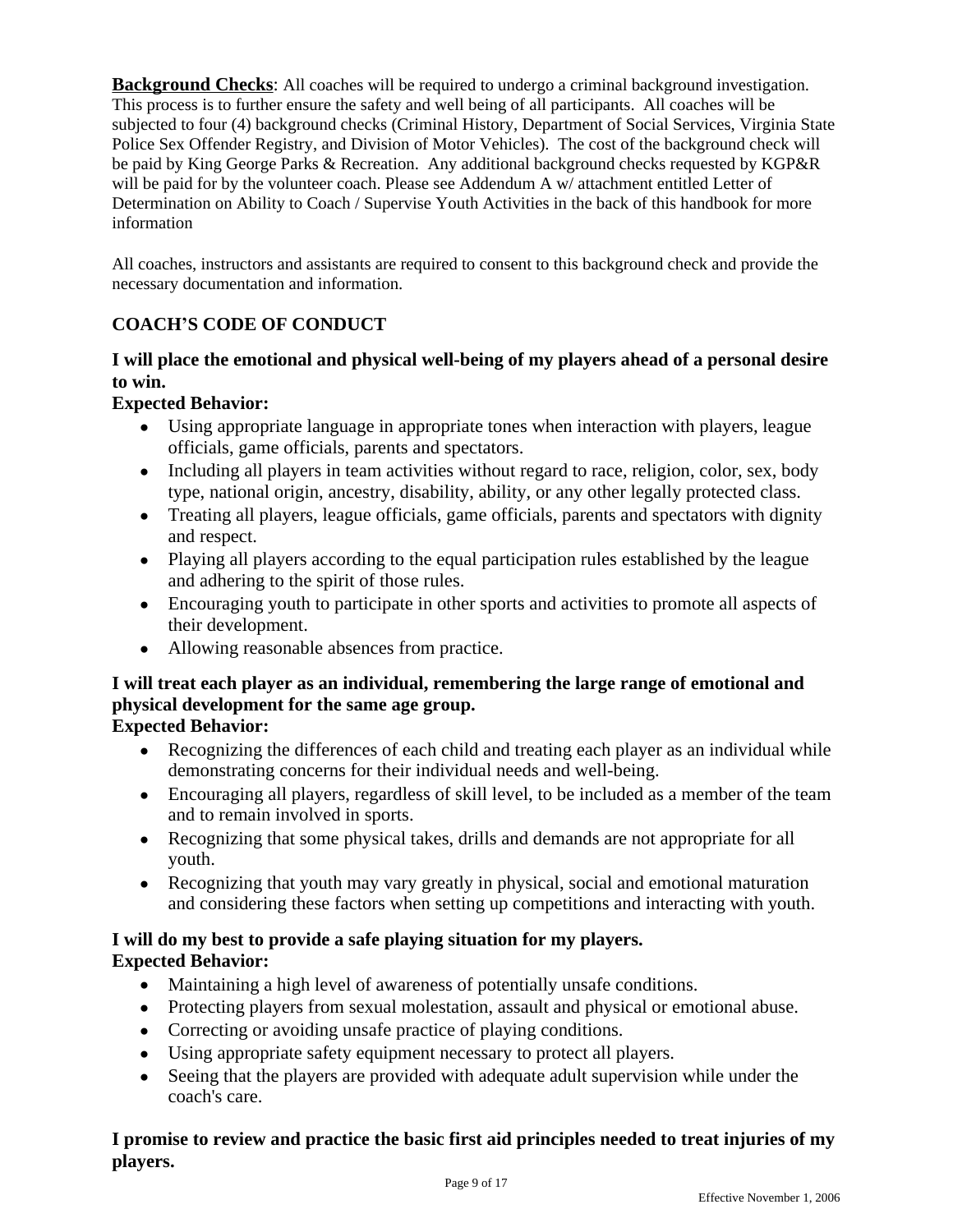**Background Checks**: All coaches will be required to undergo a criminal background investigation. This process is to further ensure the safety and well being of all participants. All coaches will be subjected to four (4) background checks (Criminal History, Department of Social Services, Virginia State Police Sex Offender Registry, and Division of Motor Vehicles). The cost of the background check will be paid by King George Parks & Recreation. Any additional background checks requested by KGP&R will be paid for by the volunteer coach. Please see Addendum A w/ attachment entitled Letter of Determination on Ability to Coach / Supervise Youth Activities in the back of this handbook for more information

All coaches, instructors and assistants are required to consent to this background check and provide the necessary documentation and information.

## COACH'S CODE OF CONDUCT

### I will place the emotional and physical well-being of my players ahead of a personal desire to win.

**Expected Behavior:**

- Using appropriate language in appropriate tones when interaction with players, league officials, game officials, parents and spectators.
- Including all players in team activities without regard to race, religion, color, sex, body type, national origin, ancestry, disability, ability, or any other legally protected class.
- Treating all players, league officials, game officials, parents and spectators with dignity and respect.
- Playing all players according to the equal participation rules established by the league and adhering to the spirit of those rules.
- Encouraging youth to participate in other sports and activities to promote all aspects of their development.
- Allowing reasonable absences from practice.

### I will treat each player as an individual, remembering the large range of emotional and physical development for the same age group.

**Expected Behavior:**

- Recognizing the differences of each child and treating each player as an individual while demonstrating concerns for their individual needs and well-being.
- Encouraging all players, regardless of skill level, to be included as a member of the team and to remain involved in sports.
- Recognizing that some physical takes, drills and demands are not appropriate for all youth.
- Recognizing that youth may vary greatly in physical, social and emotional maturation and considering these factors when setting up competitions and interacting with youth.

### I will do my best to provide a safe playing situation for my players.

**Expected Behavior:**

- Maintaining a high level of awareness of potentially unsafe conditions.
- Protecting players from sexual molestation, assault and physical or emotional abuse.
- Correcting or avoiding unsafe practice of playing conditions.
- Using appropriate safety equipment necessary to protect all players.
- Seeing that the players are provided with adequate adult supervision while under the coach's care.

### I promise to review and practice the basic first aid principles needed to treat injuries of my players.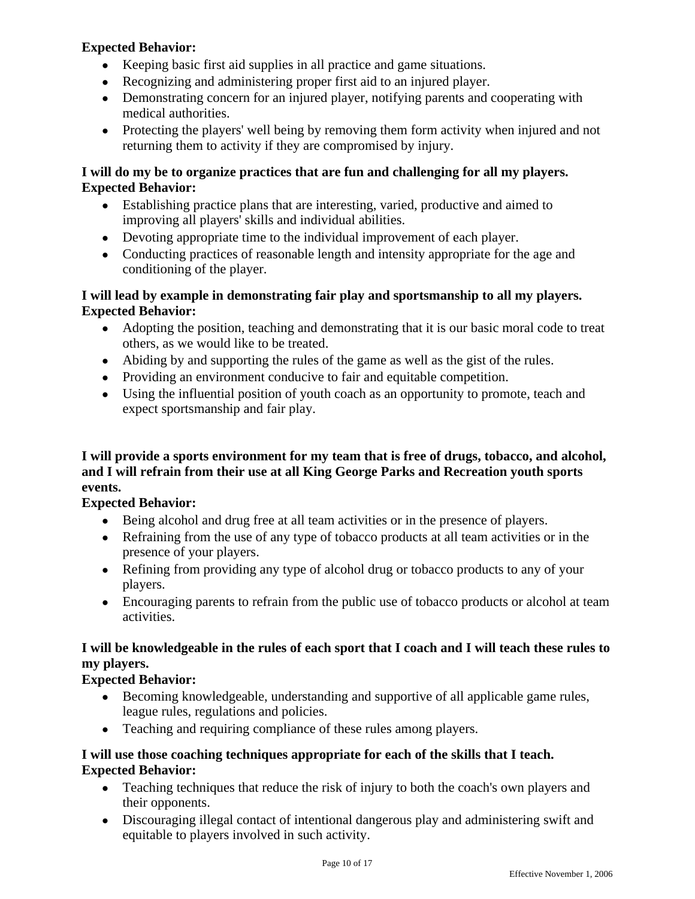**Expected Behavior:**

- Keeping basic first aid supplies in all practice and game situations.
- Recognizing and administering proper first aid to an injured player.
- Demonstrating concern for an injured player, notifying parents and cooperating with medical authorities.
- Protecting the players' well being by removing them form activity when injured and not returning them to activity if they are compromised by injury.

**I will do my be to organize practices that are fun and challenging for all my players.**
**Expected Behavior:**

- Establishing practice plans that are interesting, varied, productive and aimed to improving all players' skills and individual abilities.
- Devoting appropriate time to the individual improvement of each player.
- Conducting practices of reasonable length and intensity appropriate for the age and conditioning of the player.

**I will lead by example in demonstrating fair play and sportsmanship to all my players.**
**Expected Behavior:**

- Adopting the position, teaching and demonstrating that it is our basic moral code to treat others, as we would like to be treated.
- Abiding by and supporting the rules of the game as well as the gist of the rules.
- Providing an environment conducive to fair and equitable competition.
- Using the influential position of youth coach as an opportunity to promote, teach and expect sportsmanship and fair play.

**I will provide a sports environment for my team that is free of drugs, tobacco, and alcohol, and I will refrain from their use at all King George Parks and Recreation youth sports events.**

**Expected Behavior:**

- Being alcohol and drug free at all team activities or in the presence of players.
- Refraining from the use of any type of tobacco products at all team activities or in the presence of your players.
- Refining from providing any type of alcohol drug or tobacco products to any of your players.
- Encouraging parents to refrain from the public use of tobacco products or alcohol at team activities.

**I will be knowledgeable in the rules of each sport that I coach and I will teach these rules to my players.**

**Expected Behavior:**

- Becoming knowledgeable, understanding and supportive of all applicable game rules, league rules, regulations and policies.
- Teaching and requiring compliance of these rules among players.

**I will use those coaching techniques appropriate for each of the skills that I teach.**
**Expected Behavior:**

- Teaching techniques that reduce the risk of injury to both the coach's own players and their opponents.
- Discouraging illegal contact of intentional dangerous play and administering swift and equitable to players involved in such activity.

Effective November 1, 2006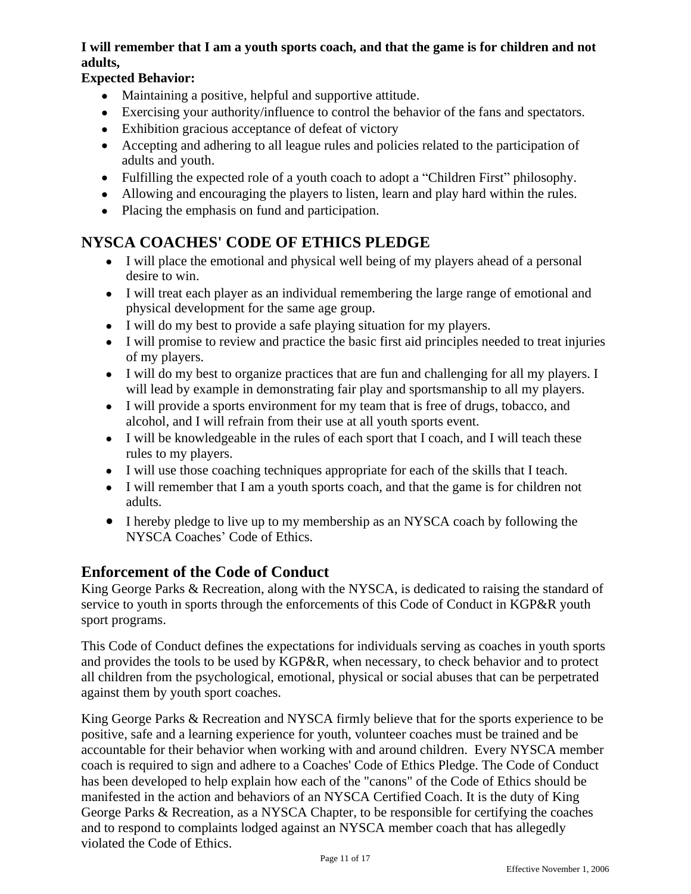**I will remember that I am a youth sports coach, and that the game is for children and not adults,**

**Expected Behavior:**

- Maintaining a positive, helpful and supportive attitude.
- Exercising your authority/influence to control the behavior of the fans and spectators.
- Exhibition gracious acceptance of defeat of victory
- Accepting and adhering to all league rules and policies related to the participation of adults and youth.
- Fulfilling the expected role of a youth coach to adopt a “Children First” philosophy.
- Allowing and encouraging the players to listen, learn and play hard within the rules.
- Placing the emphasis on fund and participation.

## NYSCA COACHES' CODE OF ETHICS PLEDGE

- I will place the emotional and physical well being of my players ahead of a personal desire to win.
- I will treat each player as an individual remembering the large range of emotional and physical development for the same age group.
- I will do my best to provide a safe playing situation for my players.
- I will promise to review and practice the basic first aid principles needed to treat injuries of my players.
- I will do my best to organize practices that are fun and challenging for all my players. I will lead by example in demonstrating fair play and sportsmanship to all my players.
- I will provide a sports environment for my team that is free of drugs, tobacco, and alcohol, and I will refrain from their use at all youth sports event.
- I will be knowledgeable in the rules of each sport that I coach, and I will teach these rules to my players.
- I will use those coaching techniques appropriate for each of the skills that I teach.
- I will remember that I am a youth sports coach, and that the game is for children not adults.
- I hereby pledge to live up to my membership as an NYSCA coach by following the NYSCA Coaches’ Code of Ethics.

## Enforcement of the Code of Conduct

King George Parks & Recreation, along with the NYSCA, is dedicated to raising the standard of service to youth in sports through the enforcements of this Code of Conduct in KGP&R youth sport programs.

This Code of Conduct defines the expectations for individuals serving as coaches in youth sports and provides the tools to be used by KGP&R, when necessary, to check behavior and to protect all children from the psychological, emotional, physical or social abuses that can be perpetrated against them by youth sport coaches.

King George Parks & Recreation and NYSCA firmly believe that for the sports experience to be positive, safe and a learning experience for youth, volunteer coaches must be trained and be accountable for their behavior when working with and around children. Every NYSCA member coach is required to sign and adhere to a Coaches' Code of Ethics Pledge. The Code of Conduct has been developed to help explain how each of the "canons" of the Code of Ethics should be manifested in the action and behaviors of an NYSCA Certified Coach. It is the duty of King George Parks & Recreation, as a NYSCA Chapter, to be responsible for certifying the coaches and to respond to complaints lodged against an NYSCA member coach that has allegedly violated the Code of Ethics.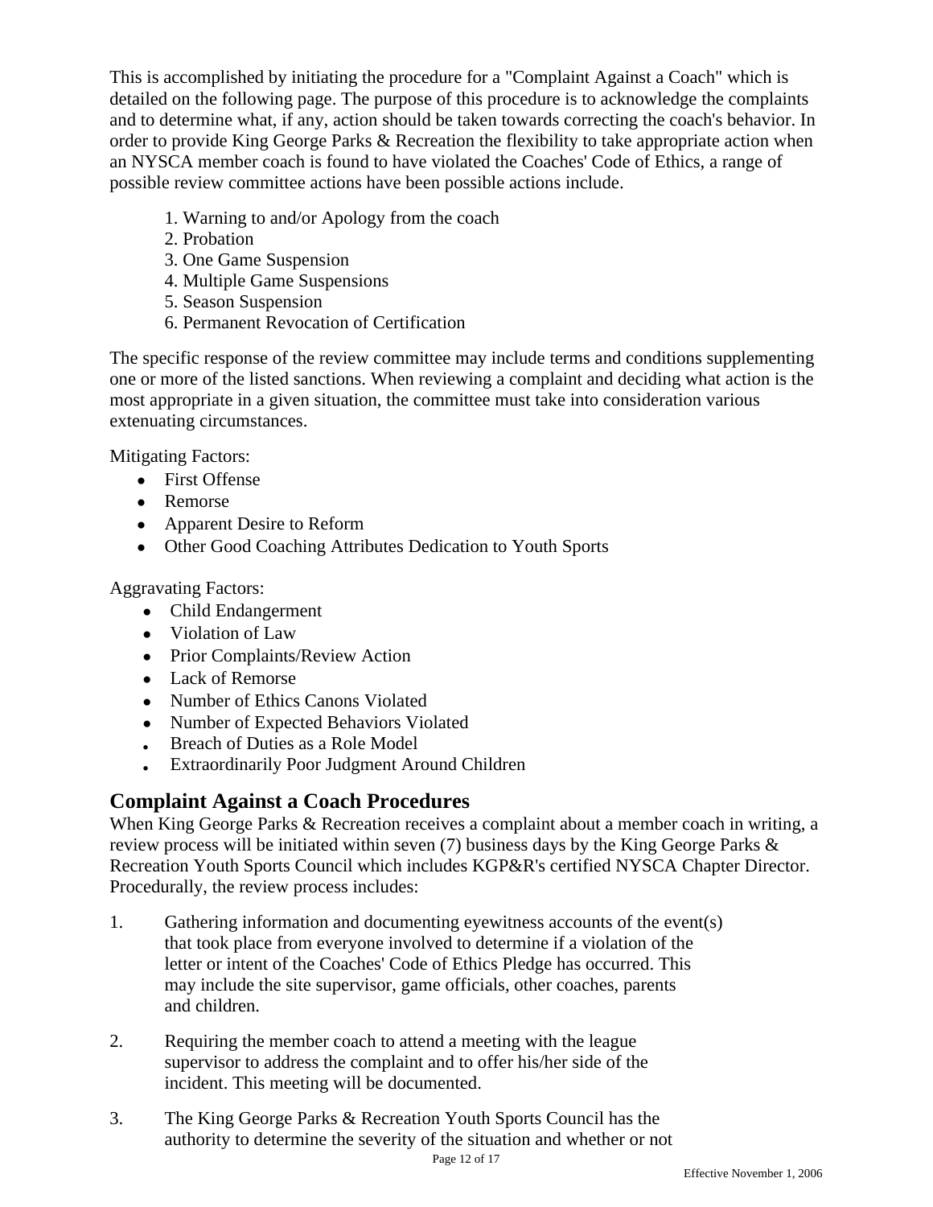This is accomplished by initiating the procedure for a "Complaint Against a Coach" which is detailed on the following page. The purpose of this procedure is to acknowledge the complaints and to determine what, if any, action should be taken towards correcting the coach's behavior. In order to provide King George Parks & Recreation the flexibility to take appropriate action when an NYSCA member coach is found to have violated the Coaches' Code of Ethics, a range of possible review committee actions have been possible actions include.

1. Warning to and/or Apology from the coach
2. Probation
3. One Game Suspension
4. Multiple Game Suspensions
5. Season Suspension
6. Permanent Revocation of Certification

The specific response of the review committee may include terms and conditions supplementing one or more of the listed sanctions. When reviewing a complaint and deciding what action is the most appropriate in a given situation, the committee must take into consideration various extenuating circumstances.

Mitigating Factors:

- First Offense
- Remorse
- Apparent Desire to Reform
- Other Good Coaching Attributes Dedication to Youth Sports

Aggravating Factors:

- Child Endangerment
- Violation of Law
- Prior Complaints/Review Action
- Lack of Remorse
- Number of Ethics Canons Violated
- Number of Expected Behaviors Violated
- Breach of Duties as a Role Model
- Extraordinarily Poor Judgment Around Children

## Complaint Against a Coach Procedures

When King George Parks & Recreation receives a complaint about a member coach in writing, a review process will be initiated within seven (7) business days by the King George Parks & Recreation Youth Sports Council which includes KGP&R's certified NYSCA Chapter Director. Procedurally, the review process includes:

1. Gathering information and documenting eyewitness accounts of the event(s) that took place from everyone involved to determine if a violation of the letter or intent of the Coaches' Code of Ethics Pledge has occurred. This may include the site supervisor, game officials, other coaches, parents and children.

2. Requiring the member coach to attend a meeting with the league supervisor to address the complaint and to offer his/her side of the incident. This meeting will be documented.

3. The King George Parks & Recreation Youth Sports Council has the authority to determine the severity of the situation and whether or not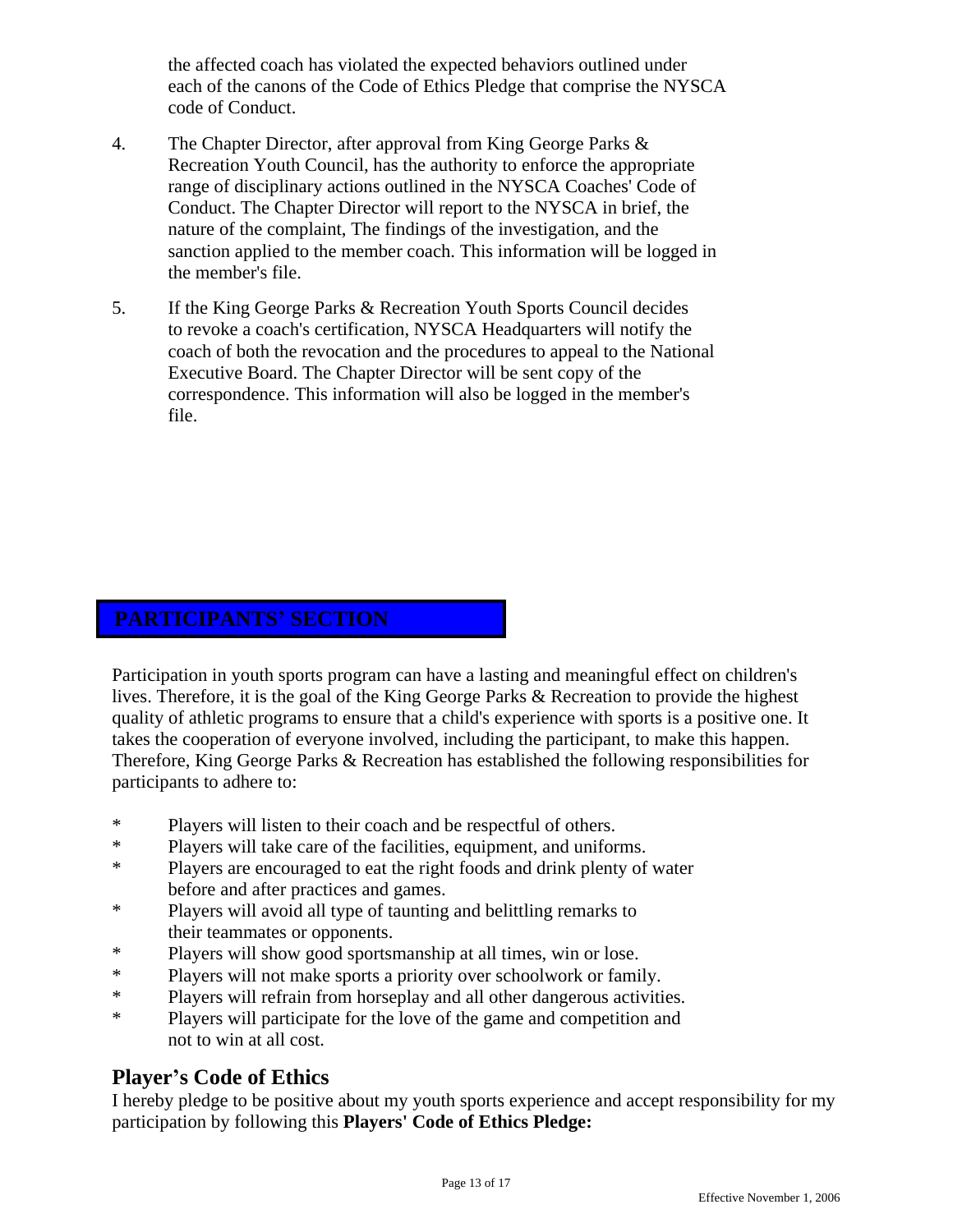the affected coach has violated the expected behaviors outlined under each of the canons of the Code of Ethics Pledge that comprise the NYSCA code of Conduct.

4. The Chapter Director, after approval from King George Parks & Recreation Youth Council, has the authority to enforce the appropriate range of disciplinary actions outlined in the NYSCA Coaches' Code of Conduct. The Chapter Director will report to the NYSCA in brief, the nature of the complaint, The findings of the investigation, and the sanction applied to the member coach. This information will be logged in the member's file.

5. If the King George Parks & Recreation Youth Sports Council decides to revoke a coach's certification, NYSCA Headquarters will notify the coach of both the revocation and the procedures to appeal to the National Executive Board. The Chapter Director will be sent copy of the correspondence. This information will also be logged in the member's file.

## PARTICIPANTS' SECTION

Participation in youth sports program can have a lasting and meaningful effect on children's lives. Therefore, it is the goal of the King George Parks & Recreation to provide the highest quality of athletic programs to ensure that a child's experience with sports is a positive one. It takes the cooperation of everyone involved, including the participant, to make this happen. Therefore, King George Parks & Recreation has established the following responsibilities for participants to adhere to:

* Players will listen to their coach and be respectful of others.
* Players will take care of the facilities, equipment, and uniforms.
* Players are encouraged to eat the right foods and drink plenty of water before and after practices and games.
* Players will avoid all type of taunting and belittling remarks to their teammates or opponents.
* Players will show good sportsmanship at all times, win or lose.
* Players will not make sports a priority over schoolwork or family.
* Players will refrain from horseplay and all other dangerous activities.
* Players will participate for the love of the game and competition and not to win at all cost.

## Player's Code of Ethics

I hereby pledge to be positive about my youth sports experience and accept responsibility for my participation by following this **Players' Code of Ethics Pledge:**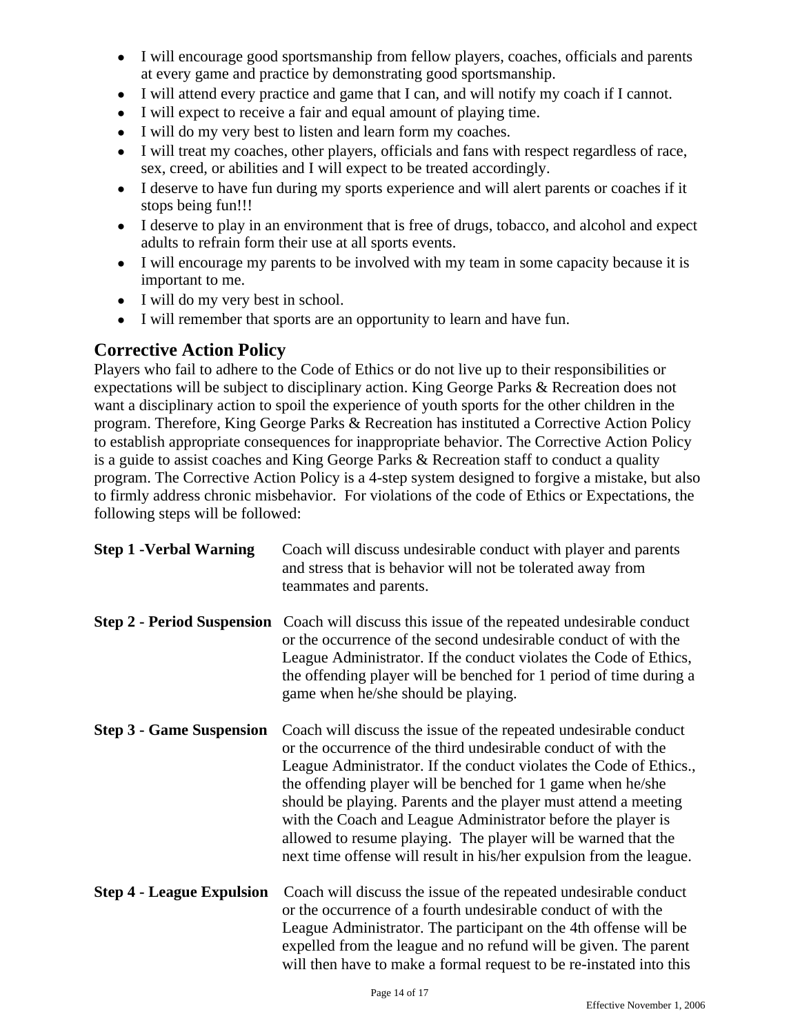- I will encourage good sportsmanship from fellow players, coaches, officials and parents at every game and practice by demonstrating good sportsmanship.
- I will attend every practice and game that I can, and will notify my coach if I cannot.
- I will expect to receive a fair and equal amount of playing time.
- I will do my very best to listen and learn form my coaches.
- I will treat my coaches, other players, officials and fans with respect regardless of race, sex, creed, or abilities and I will expect to be treated accordingly.
- I deserve to have fun during my sports experience and will alert parents or coaches if it stops being fun!!!
- I deserve to play in an environment that is free of drugs, tobacco, and alcohol and expect adults to refrain form their use at all sports events.
- I will encourage my parents to be involved with my team in some capacity because it is important to me.
- I will do my very best in school.
- I will remember that sports are an opportunity to learn and have fun.

## Corrective Action Policy

Players who fail to adhere to the Code of Ethics or do not live up to their responsibilities or expectations will be subject to disciplinary action. King George Parks & Recreation does not want a disciplinary action to spoil the experience of youth sports for the other children in the program. Therefore, King George Parks & Recreation has instituted a Corrective Action Policy to establish appropriate consequences for inappropriate behavior. The Corrective Action Policy is a guide to assist coaches and King George Parks & Recreation staff to conduct a quality program. The Corrective Action Policy is a 4-step system designed to forgive a mistake, but also to firmly address chronic misbehavior. For violations of the code of Ethics or Expectations, the following steps will be followed:

**Step 1 -Verbal Warning** Coach will discuss undesirable conduct with player and parents and stress that is behavior will not be tolerated away from teammates and parents.

**Step 2 - Period Suspension** Coach will discuss this issue of the repeated undesirable conduct or the occurrence of the second undesirable conduct of with the League Administrator. If the conduct violates the Code of Ethics, the offending player will be benched for 1 period of time during a game when he/she should be playing.

**Step 3 - Game Suspension** Coach will discuss the issue of the repeated undesirable conduct or the occurrence of the third undesirable conduct of with the League Administrator. If the conduct violates the Code of Ethics., the offending player will be benched for 1 game when he/she should be playing. Parents and the player must attend a meeting with the Coach and League Administrator before the player is allowed to resume playing. The player will be warned that the next time offense will result in his/her expulsion from the league.

**Step 4 - League Expulsion** Coach will discuss the issue of the repeated undesirable conduct or the occurrence of a fourth undesirable conduct of with the League Administrator. The participant on the 4th offense will be expelled from the league and no refund will be given. The parent will then have to make a formal request to be re-instated into this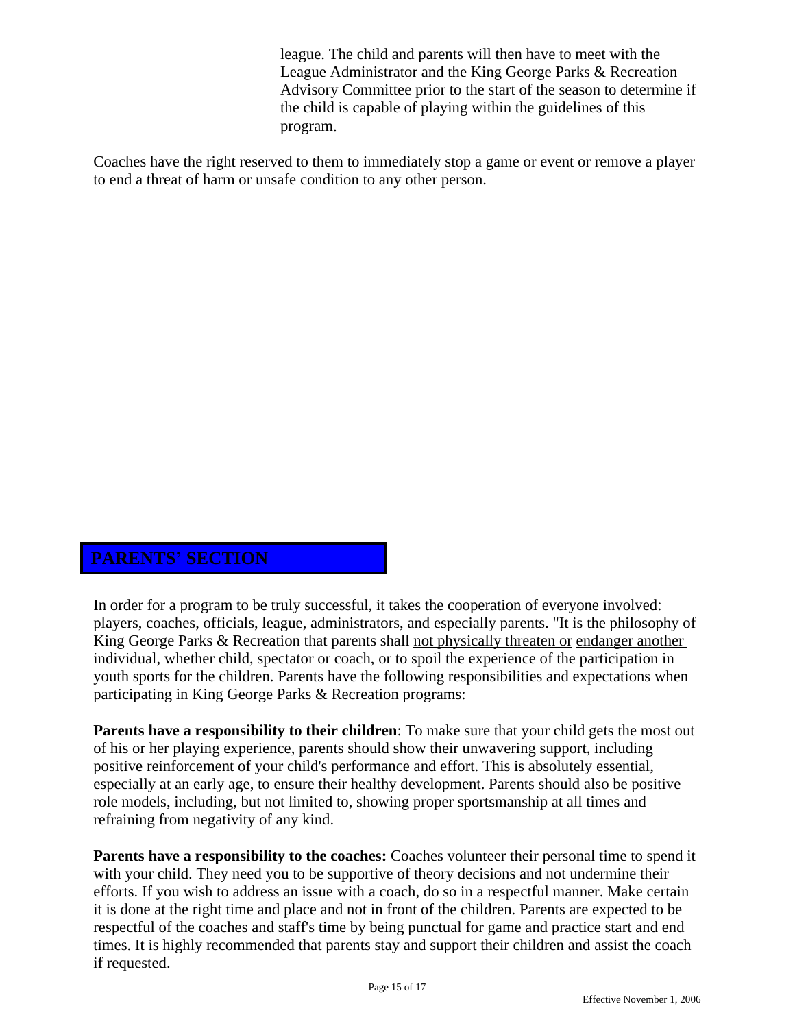league. The child and parents will then have to meet with the League Administrator and the King George Parks & Recreation Advisory Committee prior to the start of the season to determine if the child is capable of playing within the guidelines of this program.

Coaches have the right reserved to them to immediately stop a game or event or remove a player to end a threat of harm or unsafe condition to any other person.

## PARENTS' SECTION

In order for a program to be truly successful, it takes the cooperation of everyone involved: players, coaches, officials, league, administrators, and especially parents. "It is the philosophy of King George Parks & Recreation that parents shall <u>not physically threaten or</u> <u>endanger another individual, whether child, spectator or coach, or to</u> spoil the experience of the participation in youth sports for the children. Parents have the following responsibilities and expectations when participating in King George Parks & Recreation programs:

**Parents have a responsibility to their children**: To make sure that your child gets the most out of his or her playing experience, parents should show their unwavering support, including positive reinforcement of your child's performance and effort. This is absolutely essential, especially at an early age, to ensure their healthy development. Parents should also be positive role models, including, but not limited to, showing proper sportsmanship at all times and refraining from negativity of any kind.

**Parents have a responsibility to the coaches:** Coaches volunteer their personal time to spend it with your child. They need you to be supportive of theory decisions and not undermine their efforts. If you wish to address an issue with a coach, do so in a respectful manner. Make certain it is done at the right time and place and not in front of the children. Parents are expected to be respectful of the coaches and staff's time by being punctual for game and practice start and end times. It is highly recommended that parents stay and support their children and assist the coach if requested.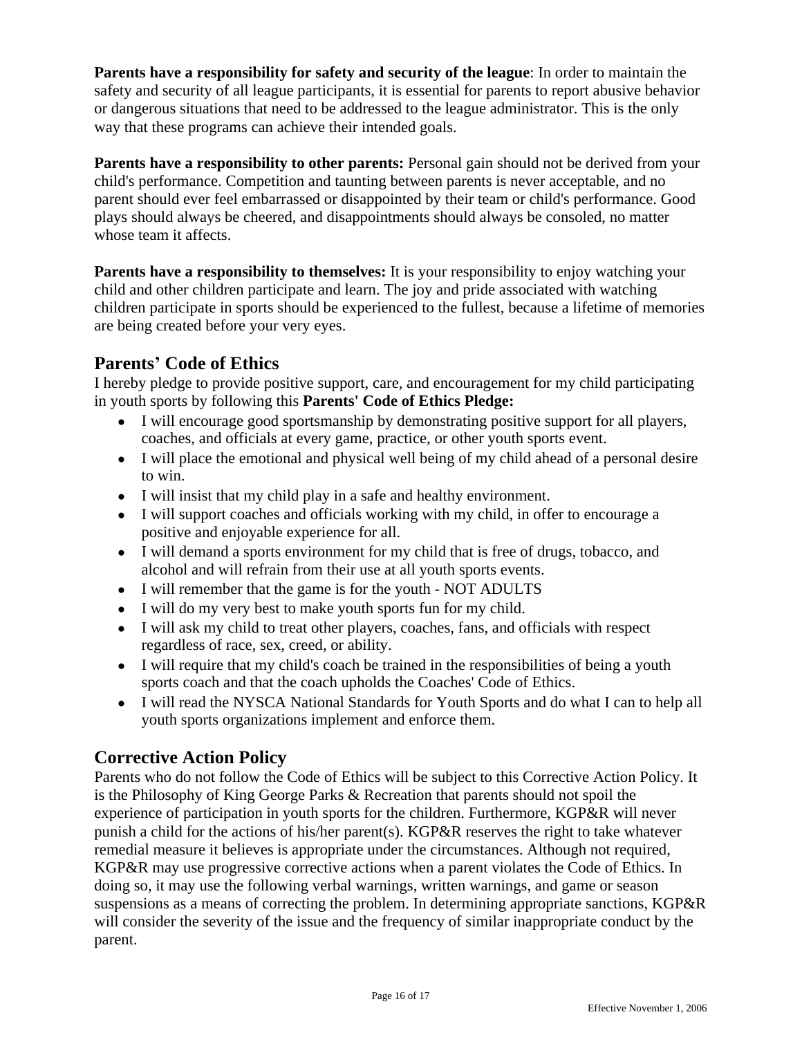**Parents have a responsibility for safety and security of the league**: In order to maintain the safety and security of all league participants, it is essential for parents to report abusive behavior or dangerous situations that need to be addressed to the league administrator. This is the only way that these programs can achieve their intended goals.

**Parents have a responsibility to other parents:** Personal gain should not be derived from your child's performance. Competition and taunting between parents is never acceptable, and no parent should ever feel embarrassed or disappointed by their team or child's performance. Good plays should always be cheered, and disappointments should always be consoled, no matter whose team it affects.

**Parents have a responsibility to themselves:** It is your responsibility to enjoy watching your child and other children participate and learn. The joy and pride associated with watching children participate in sports should be experienced to the fullest, because a lifetime of memories are being created before your very eyes.

## Parents' Code of Ethics

I hereby pledge to provide positive support, care, and encouragement for my child participating in youth sports by following this **Parents' Code of Ethics Pledge:**

- I will encourage good sportsmanship by demonstrating positive support for all players, coaches, and officials at every game, practice, or other youth sports event.
- I will place the emotional and physical well being of my child ahead of a personal desire to win.
- I will insist that my child play in a safe and healthy environment.
- I will support coaches and officials working with my child, in offer to encourage a positive and enjoyable experience for all.
- I will demand a sports environment for my child that is free of drugs, tobacco, and alcohol and will refrain from their use at all youth sports events.
- I will remember that the game is for the youth - NOT ADULTS
- I will do my very best to make youth sports fun for my child.
- I will ask my child to treat other players, coaches, fans, and officials with respect regardless of race, sex, creed, or ability.
- I will require that my child's coach be trained in the responsibilities of being a youth sports coach and that the coach upholds the Coaches' Code of Ethics.
- I will read the NYSCA National Standards for Youth Sports and do what I can to help all youth sports organizations implement and enforce them.

## Corrective Action Policy

Parents who do not follow the Code of Ethics will be subject to this Corrective Action Policy. It is the Philosophy of King George Parks & Recreation that parents should not spoil the experience of participation in youth sports for the children. Furthermore, KGP&R will never punish a child for the actions of his/her parent(s). KGP&R reserves the right to take whatever remedial measure it believes is appropriate under the circumstances. Although not required, KGP&R may use progressive corrective actions when a parent violates the Code of Ethics. In doing so, it may use the following verbal warnings, written warnings, and game or season suspensions as a means of correcting the problem. In determining appropriate sanctions, KGP&R will consider the severity of the issue and the frequency of similar inappropriate conduct by the parent.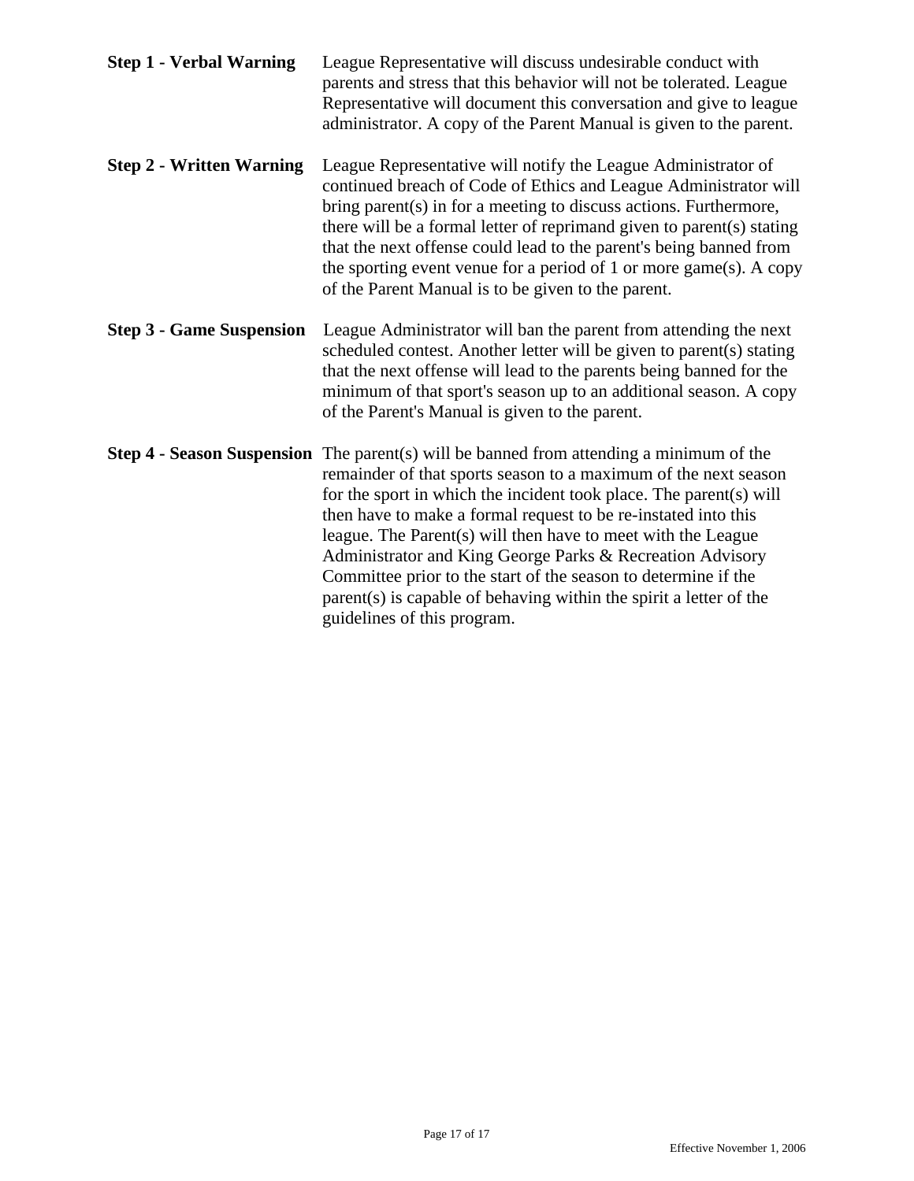**Step 1 - Verbal Warning** League Representative will discuss undesirable conduct with parents and stress that this behavior will not be tolerated. League Representative will document this conversation and give to league administrator. A copy of the Parent Manual is given to the parent.

**Step 2 - Written Warning** League Representative will notify the League Administrator of continued breach of Code of Ethics and League Administrator will bring parent(s) in for a meeting to discuss actions. Furthermore, there will be a formal letter of reprimand given to parent(s) stating that the next offense could lead to the parent's being banned from the sporting event venue for a period of 1 or more game(s). A copy of the Parent Manual is to be given to the parent.

**Step 3 - Game Suspension** League Administrator will ban the parent from attending the next scheduled contest. Another letter will be given to parent(s) stating that the next offense will lead to the parents being banned for the minimum of that sport's season up to an additional season. A copy of the Parent's Manual is given to the parent.

**Step 4 - Season Suspension** The parent(s) will be banned from attending a minimum of the remainder of that sports season to a maximum of the next season for the sport in which the incident took place. The parent(s) will then have to make a formal request to be re-instated into this league. The Parent(s) will then have to meet with the League Administrator and King George Parks & Recreation Advisory Committee prior to the start of the season to determine if the parent(s) is capable of behaving within the spirit a letter of the guidelines of this program.

Effective November 1, 2006